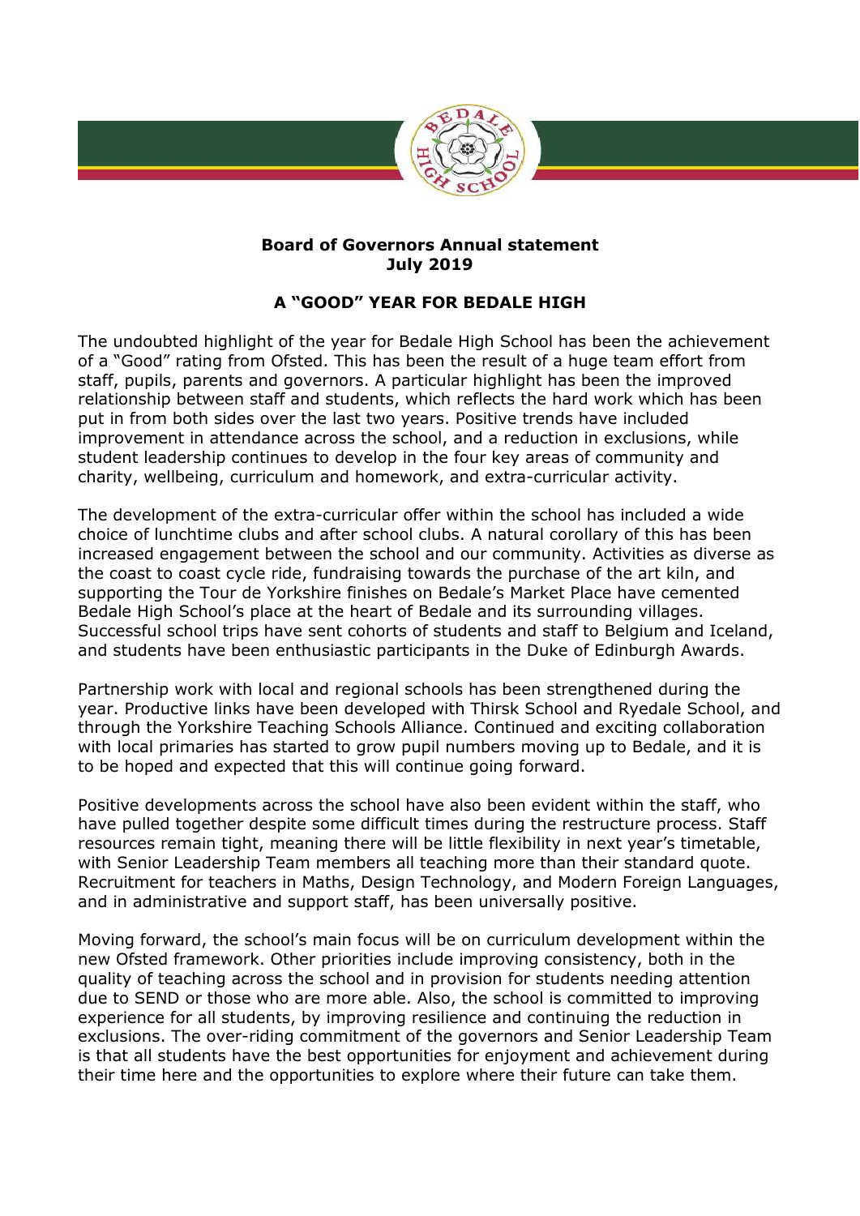**Board of Governors Annual statement**
**July 2019**

## A "GOOD" YEAR FOR BEDALE HIGH

The undoubted highlight of the year for Bedale High School has been the achievement of a "Good" rating from Ofsted. This has been the result of a huge team effort from staff, pupils, parents and governors. A particular highlight has been the improved relationship between staff and students, which reflects the hard work which has been put in from both sides over the last two years. Positive trends have included improvement in attendance across the school, and a reduction in exclusions, while student leadership continues to develop in the four key areas of community and charity, wellbeing, curriculum and homework, and extra-curricular activity.

The development of the extra-curricular offer within the school has included a wide choice of lunchtime clubs and after school clubs. A natural corollary of this has been increased engagement between the school and our community. Activities as diverse as the coast to coast cycle ride, fundraising towards the purchase of the art kiln, and supporting the Tour de Yorkshire finishes on Bedale's Market Place have cemented Bedale High School's place at the heart of Bedale and its surrounding villages. Successful school trips have sent cohorts of students and staff to Belgium and Iceland, and students have been enthusiastic participants in the Duke of Edinburgh Awards.

Partnership work with local and regional schools has been strengthened during the year. Productive links have been developed with Thirsk School and Ryedale School, and through the Yorkshire Teaching Schools Alliance. Continued and exciting collaboration with local primaries has started to grow pupil numbers moving up to Bedale, and it is to be hoped and expected that this will continue going forward.

Positive developments across the school have also been evident within the staff, who have pulled together despite some difficult times during the restructure process. Staff resources remain tight, meaning there will be little flexibility in next year's timetable, with Senior Leadership Team members all teaching more than their standard quote. Recruitment for teachers in Maths, Design Technology, and Modern Foreign Languages, and in administrative and support staff, has been universally positive.

Moving forward, the school's main focus will be on curriculum development within the new Ofsted framework. Other priorities include improving consistency, both in the quality of teaching across the school and in provision for students needing attention due to SEND or those who are more able. Also, the school is committed to improving experience for all students, by improving resilience and continuing the reduction in exclusions. The over-riding commitment of the governors and Senior Leadership Team is that all students have the best opportunities for enjoyment and achievement during their time here and the opportunities to explore where their future can take them.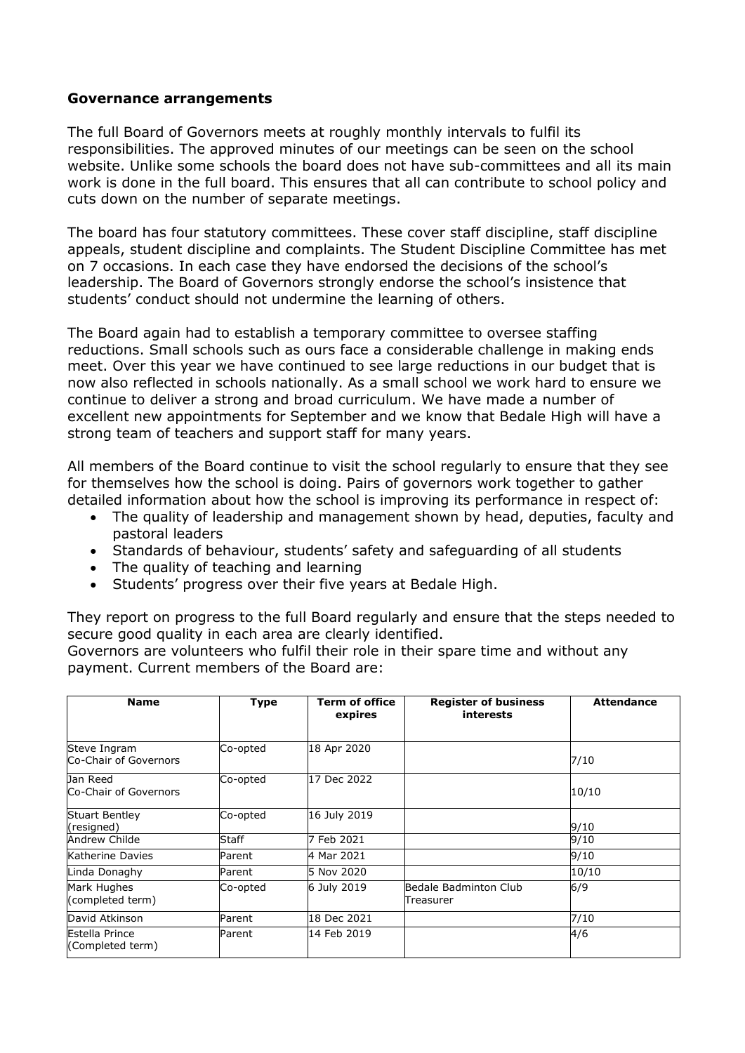**Governance arrangements**

The full Board of Governors meets at roughly monthly intervals to fulfil its responsibilities. The approved minutes of our meetings can be seen on the school website. Unlike some schools the board does not have sub-committees and all its main work is done in the full board. This ensures that all can contribute to school policy and cuts down on the number of separate meetings.

The board has four statutory committees. These cover staff discipline, staff discipline appeals, student discipline and complaints. The Student Discipline Committee has met on 7 occasions. In each case they have endorsed the decisions of the school's leadership. The Board of Governors strongly endorse the school's insistence that students' conduct should not undermine the learning of others.

The Board again had to establish a temporary committee to oversee staffing reductions. Small schools such as ours face a considerable challenge in making ends meet. Over this year we have continued to see large reductions in our budget that is now also reflected in schools nationally. As a small school we work hard to ensure we continue to deliver a strong and broad curriculum. We have made a number of excellent new appointments for September and we know that Bedale High will have a strong team of teachers and support staff for many years.

All members of the Board continue to visit the school regularly to ensure that they see for themselves how the school is doing. Pairs of governors work together to gather detailed information about how the school is improving its performance in respect of:

- The quality of leadership and management shown by head, deputies, faculty and pastoral leaders
- Standards of behaviour, students' safety and safeguarding of all students
- The quality of teaching and learning
- Students' progress over their five years at Bedale High.

They report on progress to the full Board regularly and ensure that the steps needed to secure good quality in each area are clearly identified.
Governors are volunteers who fulfil their role in their spare time and without any payment. Current members of the Board are:

| Name | Type | Term of office expires | Register of business interests | Attendance |
|---|---|---|---|---|
| Steve Ingram<br>Co-Chair of Governors | Co-opted | 18 Apr 2020 | | 7/10 |
| Jan Reed<br>Co-Chair of Governors | Co-opted | 17 Dec 2022 | | 10/10 |
| Stuart Bentley<br>(resigned) | Co-opted | 16 July 2019 | | 9/10 |
| Andrew Childe | Staff | 7 Feb 2021 | | 9/10 |
| Katherine Davies | Parent | 4 Mar 2021 | | 9/10 |
| Linda Donaghy | Parent | 5 Nov 2020 | | 10/10 |
| Mark Hughes<br>(completed term) | Co-opted | 6 July 2019 | Bedale Badminton Club Treasurer | 6/9 |
| David Atkinson | Parent | 18 Dec 2021 | | 7/10 |
| Estella Prince<br>(Completed term) | Parent | 14 Feb 2019 | | 4/6 |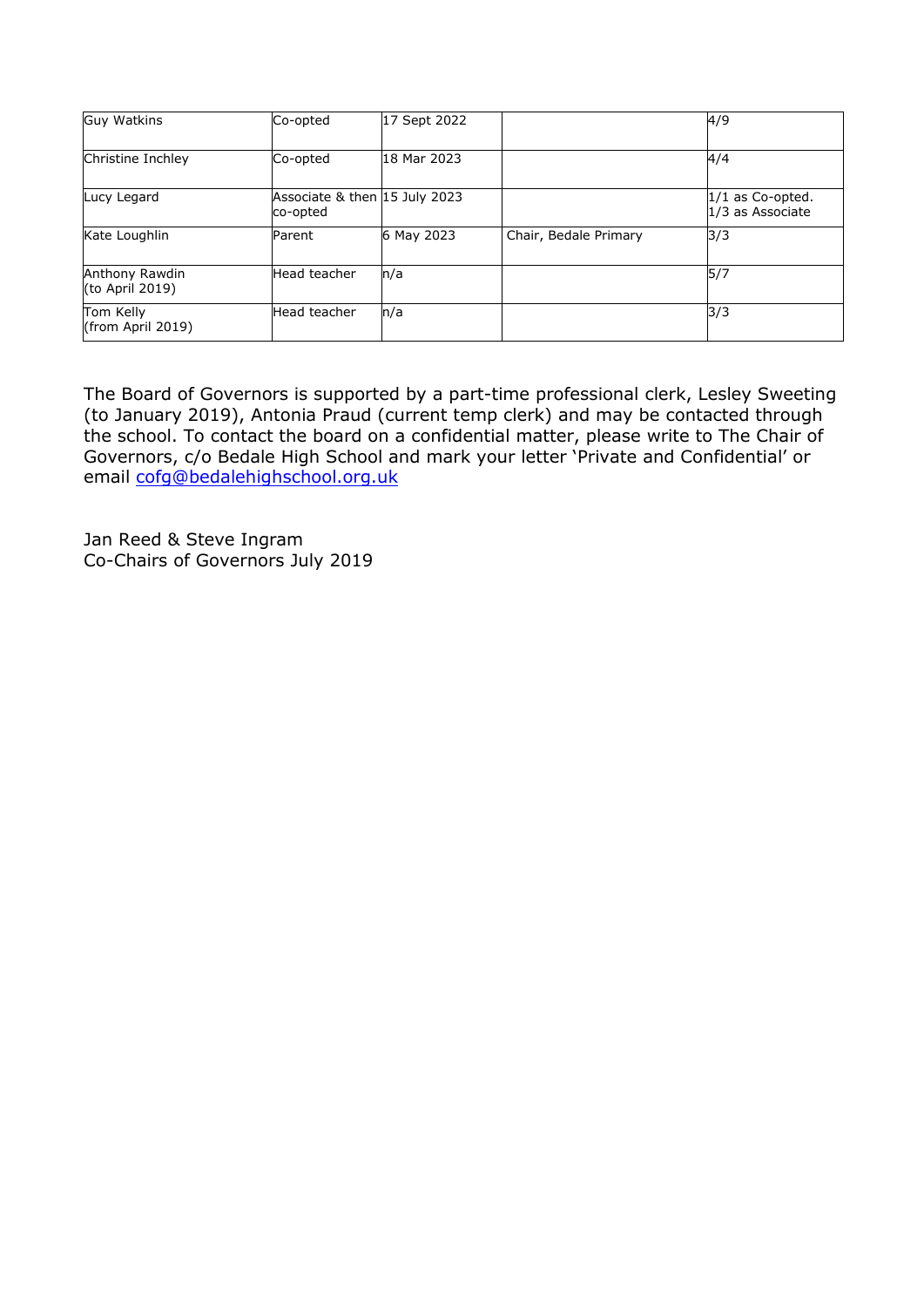| | | | | |
|---|---|---|---|---|
| Guy Watkins | Co-opted | 17 Sept 2022 | | 4/9 |
| Christine Inchley | Co-opted | 18 Mar 2023 | | 4/4 |
| Lucy Legard | Associate & then co-opted | 15 July 2023 | | 1/1 as Co-opted. 1/3 as Associate |
| Kate Loughlin | Parent | 6 May 2023 | Chair, Bedale Primary | 3/3 |
| Anthony Rawdin (to April 2019) | Head teacher | n/a | | 5/7 |
| Tom Kelly (from April 2019) | Head teacher | n/a | | 3/3 |

The Board of Governors is supported by a part-time professional clerk, Lesley Sweeting (to January 2019), Antonia Praud (current temp clerk) and may be contacted through the school. To contact the board on a confidential matter, please write to The Chair of Governors, c/o Bedale High School and mark your letter 'Private and Confidential' or email cofg@bedalehighschool.org.uk

Jan Reed & Steve Ingram
Co-Chairs of Governors July 2019